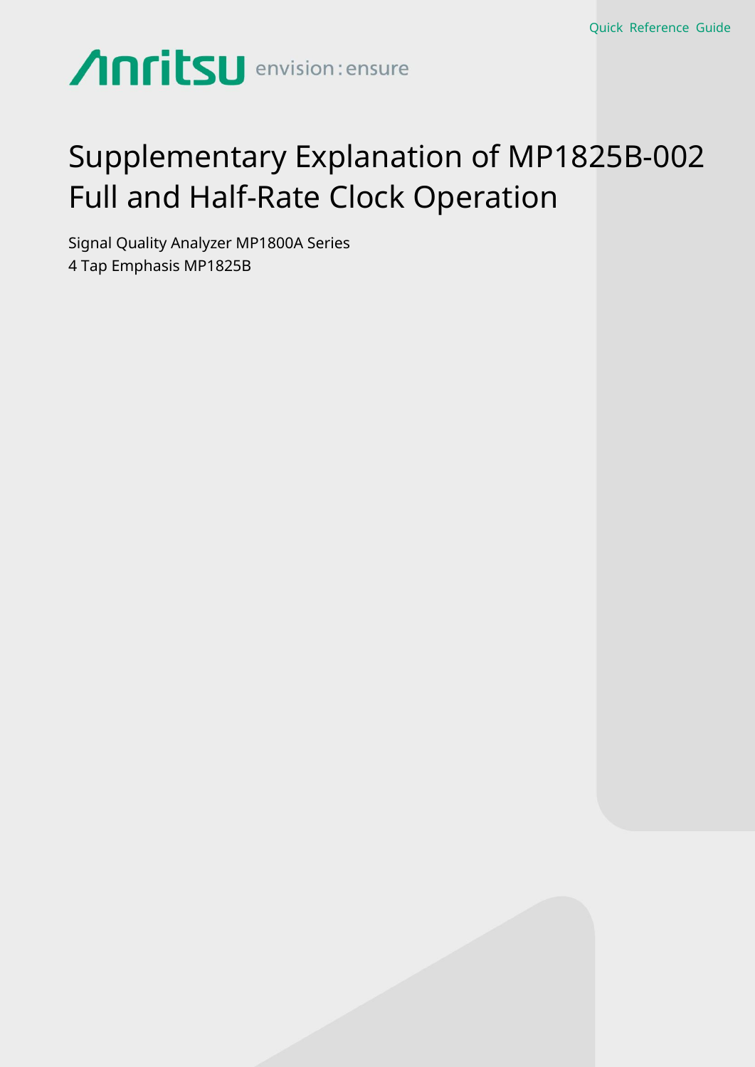Quick Reference Guide

Anritsu envision : ensure

# Supplementary Explanation of MP1825B-002 Full and Half-Rate Clock Operation

Signal Quality Analyzer MP1800A Series
4 Tap Emphasis MP1825B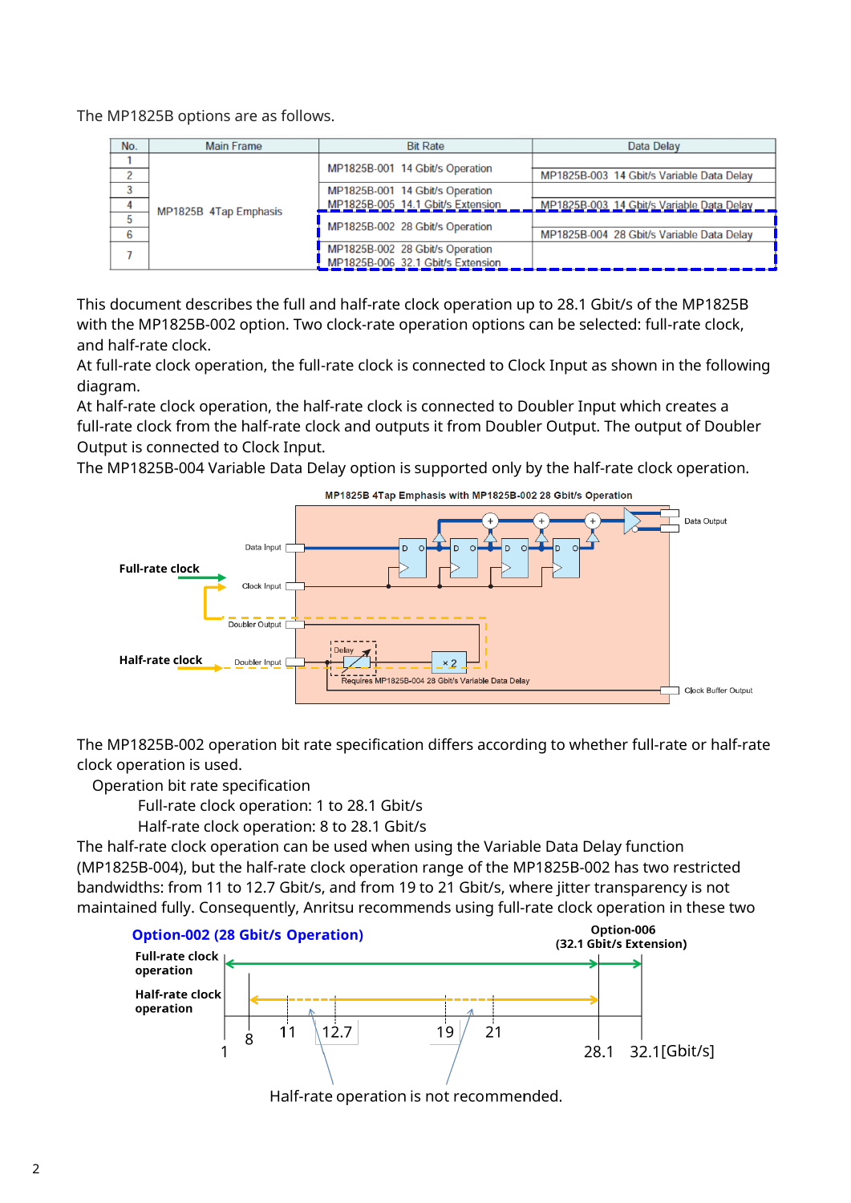The MP1825B options are as follows.

| No. | Main Frame | Bit Rate | Data Delay |
|---|---|---|---|
| 1 | MP1825B 4Tap Emphasis | MP1825B-001 14 Gbit/s Operation | |
| 2 | | | MP1825B-003 14 Gbit/s Variable Data Delay |
| 3 | | MP1825B-001 14 Gbit/s Operation<br>MP1825B-005 14.1 Gbit/s Extension | |
| 4 | | | MP1825B-003 14 Gbit/s Variable Data Delay |
| 5 | | MP1825B-002 28 Gbit/s Operation | |
| 6 | | | MP1825B-004 28 Gbit/s Variable Data Delay |
| 7 | | MP1825B-002 28 Gbit/s Operation<br>MP1825B-006 32.1 Gbit/s Extension | |

This document describes the full and half-rate clock operation up to 28.1 Gbit/s of the MP1825B with the MP1825B-002 option. Two clock-rate operation options can be selected: full-rate clock, and half-rate clock.
At full-rate clock operation, the full-rate clock is connected to Clock Input as shown in the following diagram.
At half-rate clock operation, the half-rate clock is connected to Doubler Input which creates a full-rate clock from the half-rate clock and outputs it from Doubler Output. The output of Doubler Output is connected to Clock Input.
The MP1825B-004 Variable Data Delay option is supported only by the half-rate clock operation.

MP1825B 4Tap Emphasis with MP1825B-002 28 Gbit/s Operation

The MP1825B-002 operation bit rate specification differs according to whether full-rate or half-rate clock operation is used.

Operation bit rate specification
- Full-rate clock operation: 1 to 28.1 Gbit/s
- Half-rate clock operation: 8 to 28.1 Gbit/s

The half-rate clock operation can be used when using the Variable Data Delay function (MP1825B-004), but the half-rate clock operation range of the MP1825B-002 has two restricted bandwidths: from 11 to 12.7 Gbit/s, and from 19 to 21 Gbit/s, where jitter transparency is not maintained fully. Consequently, Anritsu recommends using full-rate clock operation in these two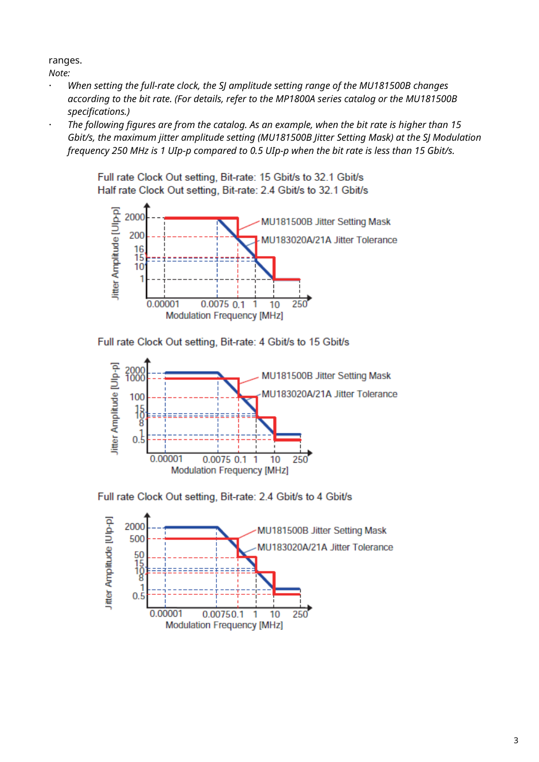ranges.

*Note:*

- *When setting the full-rate clock, the SJ amplitude setting range of the MU181500B changes according to the bit rate. (For details, refer to the MP1800A series catalog or the MU181500B specifications.)*
- *The following figures are from the catalog. As an example, when the bit rate is higher than 15 Gbit/s, the maximum jitter amplitude setting (MU181500B Jitter Setting Mask) at the SJ Modulation frequency 250 MHz is 1 UIp-p compared to 0.5 UIp-p when the bit rate is less than 15 Gbit/s.*

Full rate Clock Out setting, Bit-rate: 15 Gbit/s to 32.1 Gbit/s
Half rate Clock Out setting, Bit-rate: 2.4 Gbit/s to 32.1 Gbit/s

Full rate Clock Out setting, Bit-rate: 4 Gbit/s to 15 Gbit/s

Full rate Clock Out setting, Bit-rate: 2.4 Gbit/s to 4 Gbit/s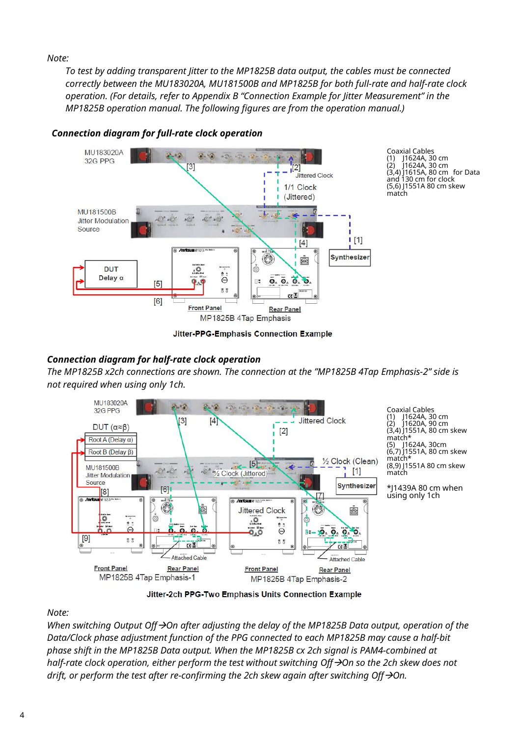*Note:*

*To test by adding transparent Jitter to the MP1825B data output, the cables must be connected correctly between the MU183020A, MU181500B and MP1825B for both full-rate and half-rate clock operation. (For details, refer to Appendix B "Connection Example for Jitter Measurement" in the MP1825B operation manual. The following figures are from the operation manual.)*

***Connection diagram for full-rate clock operation***

Coaxial Cables
(1) J1624A, 30 cm
(2) J1624A, 30 cm
(3,4) J1615A, 80 cm for Data and 130 cm for clock
(5,6) J1551A 80 cm skew match

Jitter-PPG-Emphasis Connection Example

***Connection diagram for half-rate clock operation***

*The MP1825B x2ch connections are shown. The connection at the "MP1825B 4Tap Emphasis-2" side is not required when using only 1ch.*

Coaxial Cables
(1) J1624A, 30 cm
(2) J1620A, 90 cm
(3,4) J1551A, 80 cm skew match*
(5) J1624A, 30cm
(6,7) J1551A, 80 cm skew match*
(8,9) J1551A 80 cm skew match

*J1439A 80 cm when using only 1ch

Jitter-2ch PPG-Two Emphasis Units Connection Example

*Note:*

*When switching Output Off→On after adjusting the delay of the MP1825B Data output, operation of the Data/Clock phase adjustment function of the PPG connected to each MP1825B may cause a half-bit phase shift in the MP1825B Data output. When the MP1825B cx 2ch signal is PAM4-combined at half-rate clock operation, either perform the test without switching Off→On so the 2ch skew does not drift, or perform the test after re-confirming the 2ch skew again after switching Off→On.*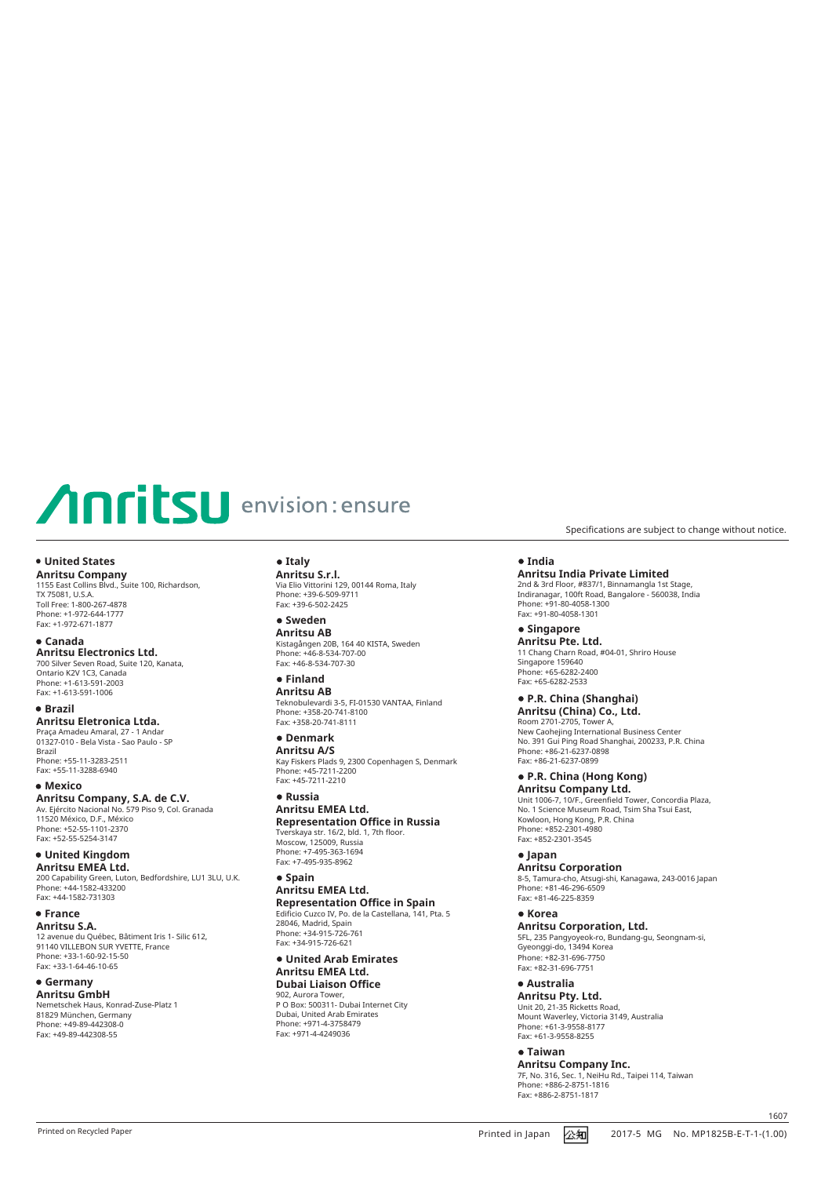Anritsu envision : ensure

Specifications are subject to change without notice.

**• United States**
**Anritsu Company**
1155 East Collins Blvd., Suite 100, Richardson, TX 75081, U.S.A.
Toll Free: 1-800-267-4878
Phone: +1-972-644-1777
Fax: +1-972-671-1877

**• Canada**
**Anritsu Electronics Ltd.**
700 Silver Seven Road, Suite 120, Kanata, Ontario K2V 1C3, Canada
Phone: +1-613-591-2003
Fax: +1-613-591-1006

**• Brazil**
**Anritsu Eletronica Ltda.**
Praça Amadeu Amaral, 27 - 1 Andar
01327-010 - Bela Vista - Sao Paulo - SP
Brazil
Phone: +55-11-3283-2511
Fax: +55-11-3288-6940

**• Mexico**
**Anritsu Company, S.A. de C.V.**
Av. Ejército Nacional No. 579 Piso 9, Col. Granada
11520 México, D.F., México
Phone: +52-55-1101-2370
Fax: +52-55-5254-3147

**• United Kingdom**
**Anritsu EMEA Ltd.**
200 Capability Green, Luton, Bedfordshire, LU1 3LU, U.K.
Phone: +44-1582-433200
Fax: +44-1582-731303

**• France**
**Anritsu S.A.**
12 avenue du Québec, Bâtiment Iris 1- Silic 612,
91140 VILLEBON SUR YVETTE, France
Phone: +33-1-60-92-15-50
Fax: +33-1-64-46-10-65

**• Germany**
**Anritsu GmbH**
Nemetschek Haus, Konrad-Zuse-Platz 1
81829 München, Germany
Phone: +49-89-442308-0
Fax: +49-89-442308-55

**• Italy**
**Anritsu S.r.l.**
Via Elio Vittorini 129, 00144 Roma, Italy
Phone: +39-6-509-9711
Fax: +39-6-502-2425

**• Sweden**
**Anritsu AB**
Kistagången 20B, 164 40 KISTA, Sweden
Phone: +46-8-534-707-00
Fax: +46-8-534-707-30

**• Finland**
**Anritsu AB**
Teknobulevardi 3-5, FI-01530 VANTAA, Finland
Phone: +358-20-741-8100
Fax: +358-20-741-8111

**• Denmark**
**Anritsu A/S**
Kay Fiskers Plads 9, 2300 Copenhagen S, Denmark
Phone: +45-7211-2200
Fax: +45-7211-2210

**• Russia**
**Anritsu EMEA Ltd.**
**Representation Office in Russia**
Tverskaya str. 16/2, bld. 1, 7th floor.
Moscow, 125009, Russia
Phone: +7-495-363-1694
Fax: +7-495-935-8962

**• Spain**
**Anritsu EMEA Ltd.**
**Representation Office in Spain**
Edificio Cuzco IV, Po. de la Castellana, 141, Pta. 5
28046, Madrid, Spain
Phone: +34-915-726-761
Fax: +34-915-726-621

**• United Arab Emirates**
**Anritsu EMEA Ltd.**
**Dubai Liaison Office**
902, Aurora Tower,
P O Box: 500311- Dubai Internet City
Dubai, United Arab Emirates
Phone: +971-4-3758479
Fax: +971-4-4249036

**• India**
**Anritsu India Private Limited**
2nd & 3rd Floor, #837/1, Binnamangla 1st Stage, Indiranagar, 100ft Road, Bangalore - 560038, India
Phone: +91-80-4058-1300
Fax: +91-80-4058-1301

**• Singapore**
**Anritsu Pte. Ltd.**
11 Chang Charn Road, #04-01, Shriro House
Singapore 159640
Phone: +65-6282-2400
Fax: +65-6282-2533

**• P.R. China (Shanghai)**
**Anritsu (China) Co., Ltd.**
Room 2701-2705, Tower A,
New Caohejing International Business Center
No. 391 Gui Ping Road Shanghai, 200233, P.R. China
Phone: +86-21-6237-0898
Fax: +86-21-6237-0899

**• P.R. China (Hong Kong)**
**Anritsu Company Ltd.**
Unit 1006-7, 10/F., Greenfield Tower, Concordia Plaza,
No. 1 Science Museum Road, Tsim Sha Tsui East,
Kowloon, Hong Kong, P.R. China
Phone: +852-2301-4980
Fax: +852-2301-3545

**• Japan**
**Anritsu Corporation**
8-5, Tamura-cho, Atsugi-shi, Kanagawa, 243-0016 Japan
Phone: +81-46-296-6509
Fax: +81-46-225-8359

**• Korea**
**Anritsu Corporation, Ltd.**
5FL, 235 Pangyoyeok-ro, Bundang-gu, Seongnam-si, Gyeonggi-do, 13494 Korea
Phone: +82-31-696-7750
Fax: +82-31-696-7751

**• Australia**
**Anritsu Pty. Ltd.**
Unit 20, 21-35 Ricketts Road,
Mount Waverley, Victoria 3149, Australia
Phone: +61-3-9558-8177
Fax: +61-3-9558-8255

**• Taiwan**
**Anritsu Company Inc.**
7F, No. 316, Sec. 1, NeiHu Rd., Taipei 114, Taiwan
Phone: +886-2-8751-1816
Fax: +886-2-8751-1817

1607

Printed on Recycled Paper

Printed in Japan 公知 2017-5 MG No. MP1825B-E-T-1-(1.00)